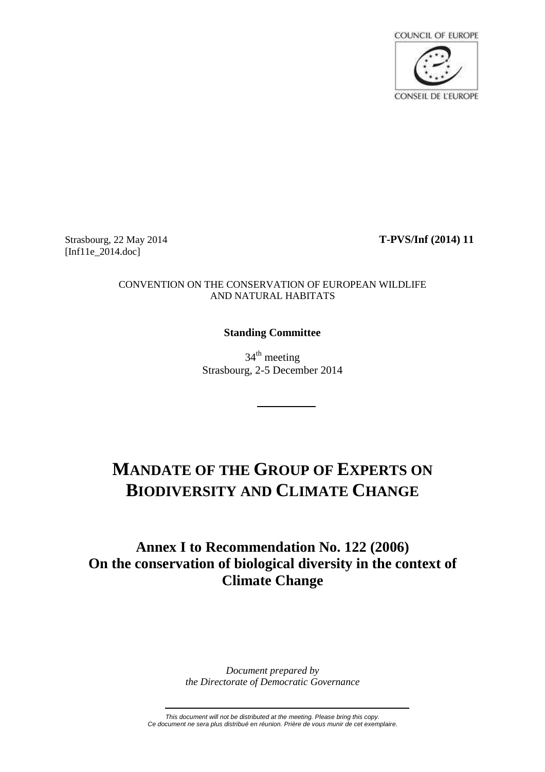COUNCIL OF EUROPE

CONSEIL DE L'EUROPE

Strasbourg, 22 May 2014
[Inf11e_2014.doc]

**T-PVS/Inf (2014) 11**

CONVENTION ON THE CONSERVATION OF EUROPEAN WILDLIFE AND NATURAL HABITATS

**Standing Committee**

34th meeting
Strasbourg, 2-5 December 2014

# MANDATE OF THE GROUP OF EXPERTS ON BIODIVERSITY AND CLIMATE CHANGE

## Annex I to Recommendation No. 122 (2006) On the conservation of biological diversity in the context of Climate Change

*Document prepared by*
*the Directorate of Democratic Governance*

*This document will not be distributed at the meeting. Please bring this copy.*
*Ce document ne sera plus distribué en réunion. Prière de vous munir de cet exemplaire.*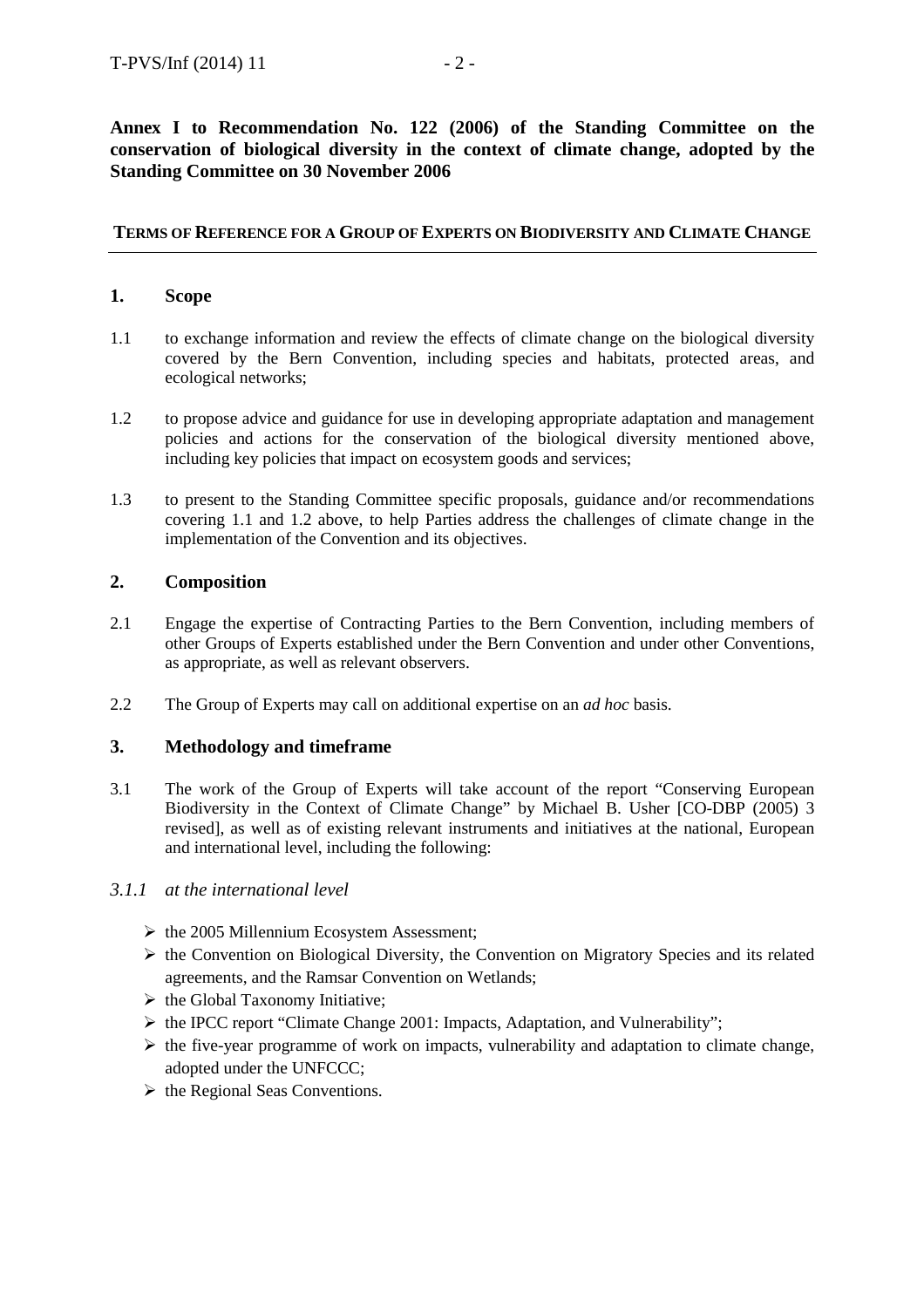**Annex I to Recommendation No. 122 (2006) of the Standing Committee on the conservation of biological diversity in the context of climate change, adopted by the Standing Committee on 30 November 2006**

## TERMS OF REFERENCE FOR A GROUP OF EXPERTS ON BIODIVERSITY AND CLIMATE CHANGE

### 1. Scope

1.1 to exchange information and review the effects of climate change on the biological diversity covered by the Bern Convention, including species and habitats, protected areas, and ecological networks;

1.2 to propose advice and guidance for use in developing appropriate adaptation and management policies and actions for the conservation of the biological diversity mentioned above, including key policies that impact on ecosystem goods and services;

1.3 to present to the Standing Committee specific proposals, guidance and/or recommendations covering 1.1 and 1.2 above, to help Parties address the challenges of climate change in the implementation of the Convention and its objectives.

### 2. Composition

2.1 Engage the expertise of Contracting Parties to the Bern Convention, including members of other Groups of Experts established under the Bern Convention and under other Conventions, as appropriate, as well as relevant observers.

2.2 The Group of Experts may call on additional expertise on an *ad hoc* basis.

### 3. Methodology and timeframe

3.1 The work of the Group of Experts will take account of the report "Conserving European Biodiversity in the Context of Climate Change" by Michael B. Usher [CO-DBP (2005) 3 revised], as well as of existing relevant instruments and initiatives at the national, European and international level, including the following:

*3.1.1 at the international level*

- the 2005 Millennium Ecosystem Assessment;
- the Convention on Biological Diversity, the Convention on Migratory Species and its related agreements, and the Ramsar Convention on Wetlands;
- the Global Taxonomy Initiative;
- the IPCC report "Climate Change 2001: Impacts, Adaptation, and Vulnerability";
- the five-year programme of work on impacts, vulnerability and adaptation to climate change, adopted under the UNFCCC;
- the Regional Seas Conventions.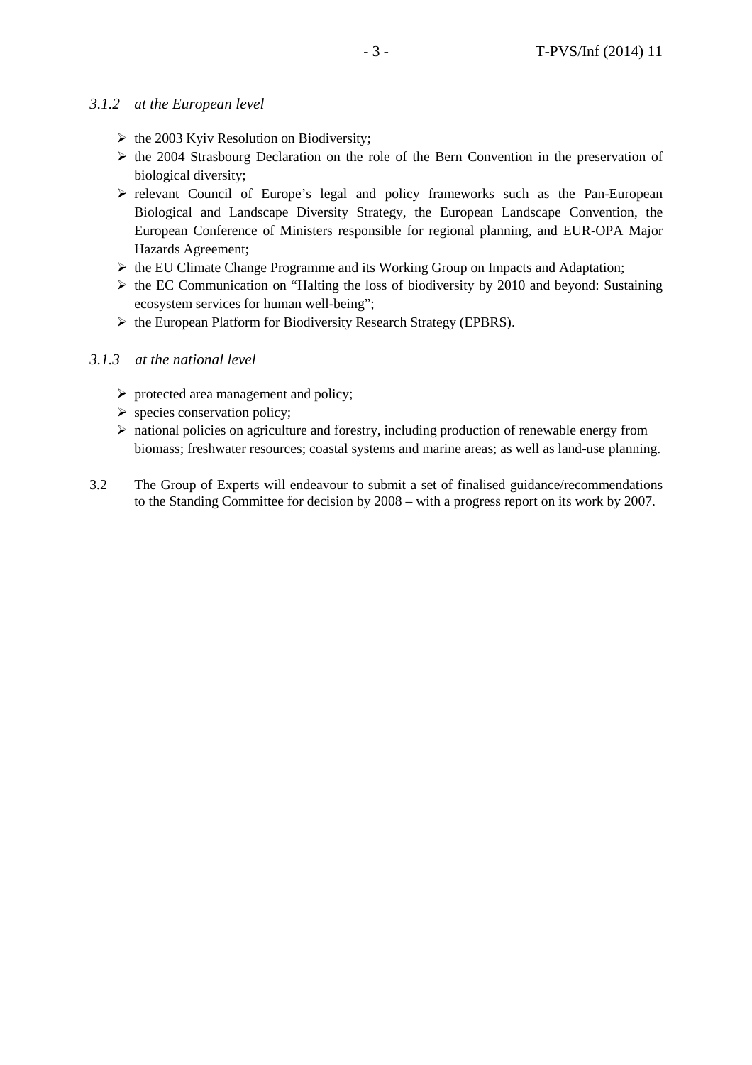### *3.1.2 at the European level*

- the 2003 Kyiv Resolution on Biodiversity;
- the 2004 Strasbourg Declaration on the role of the Bern Convention in the preservation of biological diversity;
- relevant Council of Europe's legal and policy frameworks such as the Pan-European Biological and Landscape Diversity Strategy, the European Landscape Convention, the European Conference of Ministers responsible for regional planning, and EUR-OPA Major Hazards Agreement;
- the EU Climate Change Programme and its Working Group on Impacts and Adaptation;
- the EC Communication on "Halting the loss of biodiversity by 2010 and beyond: Sustaining ecosystem services for human well-being";
- the European Platform for Biodiversity Research Strategy (EPBRS).

### *3.1.3 at the national level*

- protected area management and policy;
- species conservation policy;
- national policies on agriculture and forestry, including production of renewable energy from biomass; freshwater resources; coastal systems and marine areas; as well as land-use planning.

3.2 The Group of Experts will endeavour to submit a set of finalised guidance/recommendations to the Standing Committee for decision by 2008 – with a progress report on its work by 2007.